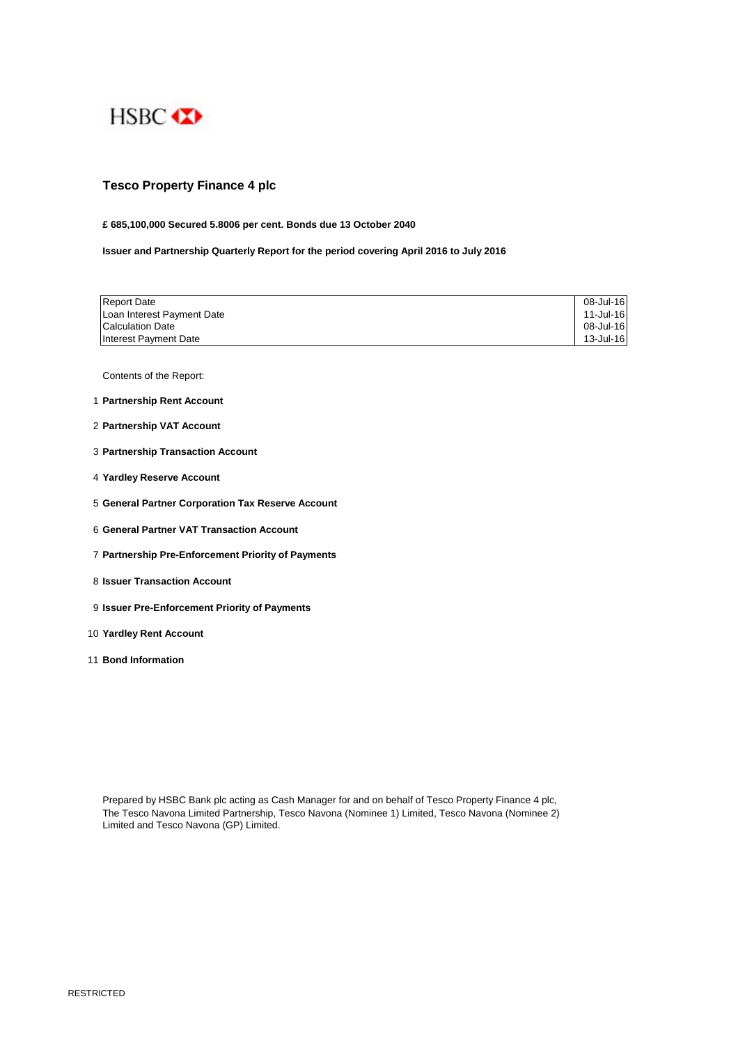HSBC

# Tesco Property Finance 4 plc

**£ 685,100,000 Secured 5.8006 per cent. Bonds due 13 October 2040**

**Issuer and Partnership Quarterly Report for the period covering April 2016 to July 2016**

| | |
|---|---|
| Report Date | 08-Jul-16 |
| Loan Interest Payment Date | 11-Jul-16 |
| Calculation Date | 08-Jul-16 |
| Interest Payment Date | 13-Jul-16 |

Contents of the Report:

1. **Partnership Rent Account**
2. **Partnership VAT Account**
3. **Partnership Transaction Account**
4. **Yardley Reserve Account**
5. **General Partner Corporation Tax Reserve Account**
6. **General Partner VAT Transaction Account**
7. **Partnership Pre-Enforcement Priority of Payments**
8. **Issuer Transaction Account**
9. **Issuer Pre-Enforcement Priority of Payments**
10. **Yardley Rent Account**
11. **Bond Information**

Prepared by HSBC Bank plc acting as Cash Manager for and on behalf of Tesco Property Finance 4 plc, The Tesco Navona Limited Partnership, Tesco Navona (Nominee 1) Limited, Tesco Navona (Nominee 2) Limited and Tesco Navona (GP) Limited.

RESTRICTED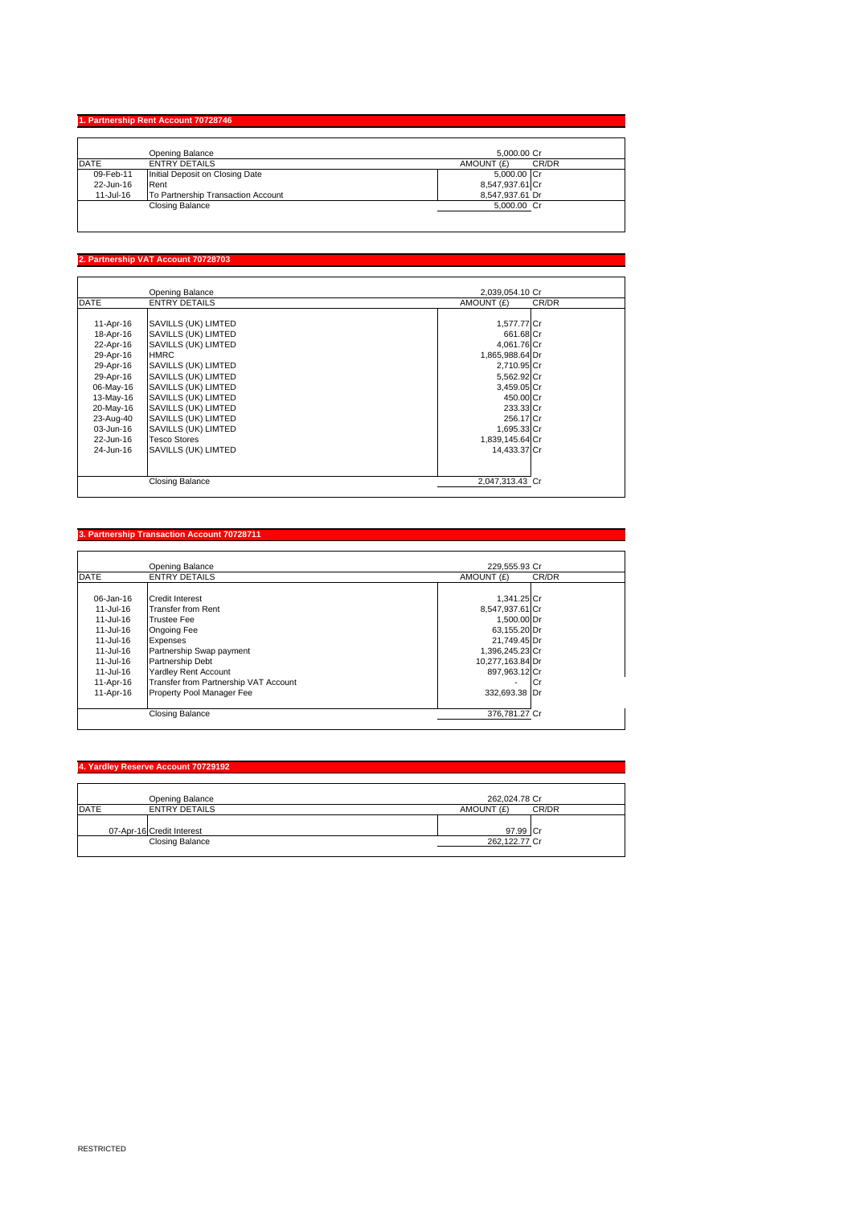## 1. Partnership Rent Account 70728746

| DATE | ENTRY DETAILS | AMOUNT (£) | CR/DR |
|---|---|---|---|
| | Opening Balance | 5,000.00 | Cr |
| 09-Feb-11 | Initial Deposit on Closing Date | 5,000.00 | Cr |
| 22-Jun-16 | Rent | 8,547,937.61 | Cr |
| 11-Jul-16 | To Partnership Transaction Account | 8,547,937.61 | Dr |
| | Closing Balance | 5,000.00 | Cr |

## 2. Partnership VAT Account 70728703

| DATE | ENTRY DETAILS | AMOUNT (£) | CR/DR |
|---|---|---|---|
| | Opening Balance | 2,039,054.10 | Cr |
| 11-Apr-16 | SAVILLS (UK) LIMTED | 1,577.77 | Cr |
| 18-Apr-16 | SAVILLS (UK) LIMTED | 661.68 | Cr |
| 22-Apr-16 | SAVILLS (UK) LIMTED | 4,061.76 | Cr |
| 29-Apr-16 | HMRC | 1,865,988.64 | Dr |
| 29-Apr-16 | SAVILLS (UK) LIMTED | 2,710.95 | Cr |
| 29-Apr-16 | SAVILLS (UK) LIMTED | 5,562.92 | Cr |
| 06-May-16 | SAVILLS (UK) LIMTED | 3,459.05 | Cr |
| 13-May-16 | SAVILLS (UK) LIMTED | 450.00 | Cr |
| 20-May-16 | SAVILLS (UK) LIMTED | 233.33 | Cr |
| 23-Aug-40 | SAVILLS (UK) LIMTED | 256.17 | Cr |
| 03-Jun-16 | SAVILLS (UK) LIMTED | 1,695.33 | Cr |
| 22-Jun-16 | Tesco Stores | 1,839,145.64 | Cr |
| 24-Jun-16 | SAVILLS (UK) LIMTED | 14,433.37 | Cr |
| | Closing Balance | 2,047,313.43 | Cr |

## 3. Partnership Transaction Account 70728711

| DATE | ENTRY DETAILS | AMOUNT (£) | CR/DR |
|---|---|---|---|
| | Opening Balance | 229,555.93 | Cr |
| 06-Jan-16 | Credit Interest | 1,341.25 | Cr |
| 11-Jul-16 | Transfer from Rent | 8,547,937.61 | Cr |
| 11-Jul-16 | Trustee Fee | 1,500.00 | Dr |
| 11-Jul-16 | Ongoing Fee | 63,155.20 | Dr |
| 11-Jul-16 | Expenses | 21,749.45 | Dr |
| 11-Jul-16 | Partnership Swap payment | 1,396,245.23 | Cr |
| 11-Jul-16 | Partnership Debt | 10,277,163.84 | Dr |
| 11-Jul-16 | Yardley Rent Account | 897,963.12 | Cr |
| 11-Apr-16 | Transfer from Partnership VAT Account | - | Cr |
| 11-Apr-16 | Property Pool Manager Fee | 332,693.38 | Dr |
| | Closing Balance | 376,781.27 | Cr |

## 4. Yardley Reserve Account 70729192

| DATE | ENTRY DETAILS | AMOUNT (£) | CR/DR |
|---|---|---|---|
| | Opening Balance | 262,024.78 | Cr |
| 07-Apr-16 | Credit Interest | 97.99 | Cr |
| | Closing Balance | 262,122.77 | Cr |

RESTRICTED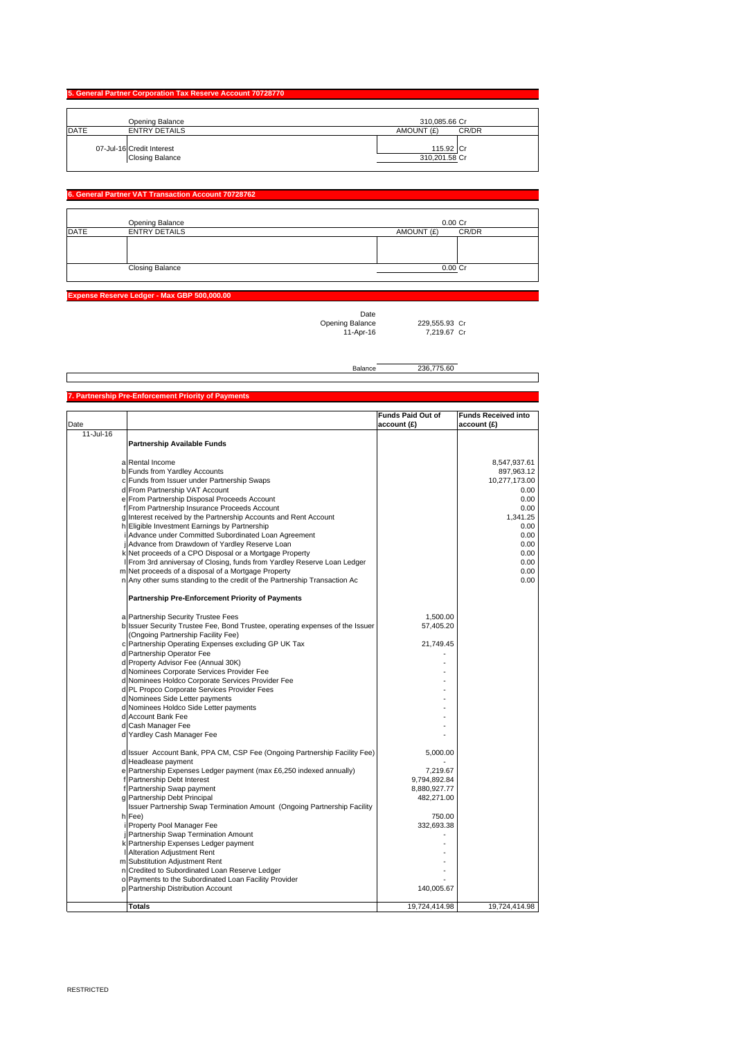## 5. General Partner Corporation Tax Reserve Account 70728770

| DATE | ENTRY DETAILS | AMOUNT (£) | CR/DR |
|---|---|---|---|
| | Opening Balance | 310,085.66 | Cr |
| 07-Jul-16 | Credit Interest | 115.92 | Cr |
| | Closing Balance | 310,201.58 | Cr |

## 6. General Partner VAT Transaction Account 70728762

| DATE | ENTRY DETAILS | AMOUNT (£) | CR/DR |
|---|---|---|---|
| | Opening Balance | 0.00 | Cr |
| | Closing Balance | 0.00 | Cr |

## Expense Reserve Ledger - Max GBP 500,000.00

| Date | | |
|---|---|---|
| Opening Balance | 229,555.93 | Cr |
| 11-Apr-16 | 7,219.67 | Cr |
| Balance | 236,775.60 | |

## 7. Partnership Pre-Enforcement Priority of Payments

| Date | | | Funds Paid Out of account (£) | Funds Received into account (£) |
|---|---|---|---|---|
| 11-Jul-16 | | **Partnership Available Funds** | | |
| | a | Rental Income | | 8,547,937.61 |
| | b | Funds from Yardley Accounts | | 897,963.12 |
| | c | Funds from Issuer under Partnership Swaps | | 10,277,173.00 |
| | d | From Partnership VAT Account | | 0.00 |
| | e | From Partnership Disposal Proceeds Account | | 0.00 |
| | f | From Partnership Insurance Proceeds Account | | 0.00 |
| | g | Interest received by the Partnership Accounts and Rent Account | | 1,341.25 |
| | h | Eligible Investment Earnings by Partnership | | 0.00 |
| | i | Advance under Committed Subordinated Loan Agreement | | 0.00 |
| | j | Advance from Drawdown of Yardley Reserve Loan | | 0.00 |
| | k | Net proceeds of a CPO Disposal or a Mortgage Property | | 0.00 |
| | l | From 3rd anniversay of Closing, funds from Yardley Reserve Loan Ledger | | 0.00 |
| | m | Net proceeds of a disposal of a Mortgage Property | | 0.00 |
| | n | Any other sums standing to the credit of the Partnership Transaction Ac | | 0.00 |
| | | **Partnership Pre-Enforcement Priority of Payments** | | |
| | a | Partnership Security Trustee Fees | 1,500.00 | |
| | b | Issuer Security Trustee Fee, Bond Trustee, operating expenses of the Issuer (Ongoing Partnership Facility Fee) | 57,405.20 | |
| | c | Partnership Operating Expenses excluding GP UK Tax | 21,749.45 | |
| | d | Partnership Operator Fee | - | |
| | d | Property Advisor Fee (Annual 30K) | - | |
| | d | Nominees Corporate Services Provider Fee | - | |
| | d | Nominees Holdco Corporate Services Provider Fee | - | |
| | d | PL Propco Corporate Services Provider Fees | - | |
| | d | Nominees Side Letter payments | - | |
| | d | Nominees Holdco Side Letter payments | - | |
| | d | Account Bank Fee | - | |
| | d | Cash Manager Fee | - | |
| | d | Yardley Cash Manager Fee | - | |
| | d | Issuer Account Bank, PPA CM, CSP Fee (Ongoing Partnership Facility Fee) | 5,000.00 | |
| | d | Headlease payment | - | |
| | e | Partnership Expenses Ledger payment (max £6,250 indexed annually) | 7,219.67 | |
| | f | Partnership Debt Interest | 9,794,892.84 | |
| | f | Partnership Swap payment | 8,880,927.77 | |
| | g | Partnership Debt Principal | 482,271.00 | |
| | h | Issuer Partnership Swap Termination Amount (Ongoing Partnership Facility Fee) | 750.00 | |
| | i | Property Pool Manager Fee | 332,693.38 | |
| | j | Partnership Swap Termination Amount | - | |
| | k | Partnership Expenses Ledger payment | - | |
| | l | Alteration Adjustment Rent | - | |
| | m | Substitution Adjustment Rent | - | |
| | n | Credited to Subordinated Loan Reserve Ledger | - | |
| | o | Payments to the Subordinated Loan Facility Provider | - | |
| | p | Partnership Distribution Account | 140,005.67 | |
| | | **Totals** | 19,724,414.98 | 19,724,414.98 |

RESTRICTED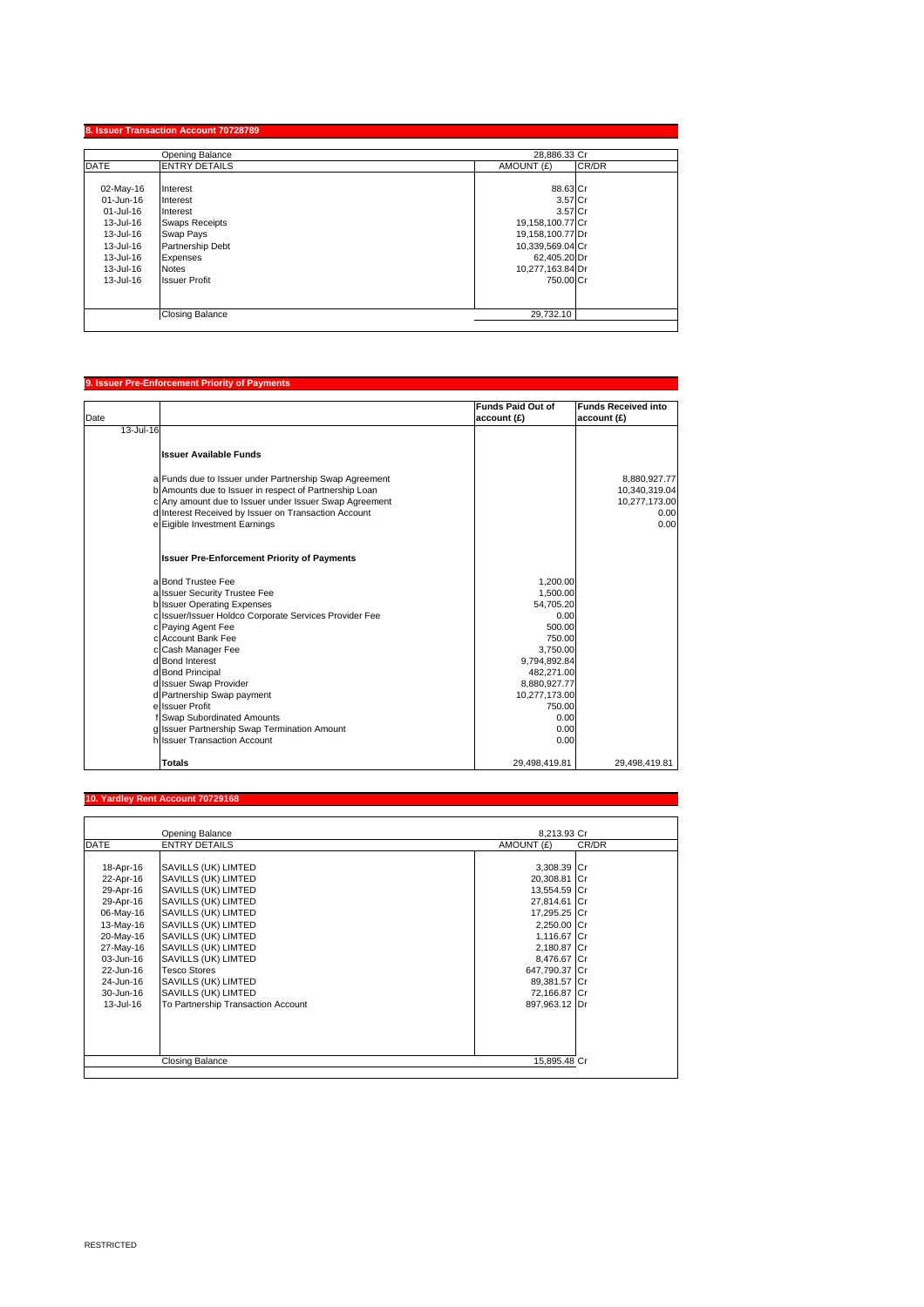## 8. Issuer Transaction Account 70728789

| DATE | ENTRY DETAILS | AMOUNT (£) | CR/DR |
|---|---|---|---|
| | Opening Balance | 28,886.33 | Cr |
| 02-May-16 | Interest | 88.63 | Cr |
| 01-Jun-16 | Interest | 3.57 | Cr |
| 01-Jul-16 | Interest | 3.57 | Cr |
| 13-Jul-16 | Swaps Receipts | 19,158,100.77 | Cr |
| 13-Jul-16 | Swap Pays | 19,158,100.77 | Dr |
| 13-Jul-16 | Partnership Debt | 10,339,569.04 | Cr |
| 13-Jul-16 | Expenses | 62,405.20 | Dr |
| 13-Jul-16 | Notes | 10,277,163.84 | Dr |
| 13-Jul-16 | Issuer Profit | 750.00 | Cr |
| | Closing Balance | 29,732.10 | |

## 9. Issuer Pre-Enforcement Priority of Payments

| Date | | | Funds Paid Out of account (£) | Funds Received into account (£) |
|---|---|---|---|---|
| 13-Jul-16 | | | | |
| | | **Issuer Available Funds** | | |
| | a | Funds due to Issuer under Partnership Swap Agreement | | 8,880,927.77 |
| | b | Amounts due to Issuer in respect of Partnership Loan | | 10,340,319.04 |
| | c | Any amount due to Issuer under Issuer Swap Agreement | | 10,277,173.00 |
| | d | Interest Received by Issuer on Transaction Account | | 0.00 |
| | e | Eigible Investment Earnings | | 0.00 |
| | | **Issuer Pre-Enforcement Priority of Payments** | | |
| | a | Bond Trustee Fee | 1,200.00 | |
| | a | Issuer Security Trustee Fee | 1,500.00 | |
| | b | Issuer Operating Expenses | 54,705.20 | |
| | c | Issuer/Issuer Holdco Corporate Services Provider Fee | 0.00 | |
| | c | Paying Agent Fee | 500.00 | |
| | c | Account Bank Fee | 750.00 | |
| | c | Cash Manager Fee | 3,750.00 | |
| | d | Bond Interest | 9,794,892.84 | |
| | d | Bond Principal | 482,271.00 | |
| | d | Issuer Swap Provider | 8,880,927.77 | |
| | d | Partnership Swap payment | 10,277,173.00 | |
| | e | Issuer Profit | 750.00 | |
| | f | Swap Subordinated Amounts | 0.00 | |
| | g | Issuer Partnership Swap Termination Amount | 0.00 | |
| | h | Issuer Transaction Account | 0.00 | |
| | | **Totals** | 29,498,419.81 | 29,498,419.81 |

## 10. Yardley Rent Account 70729168

| DATE | ENTRY DETAILS | AMOUNT (£) | CR/DR |
|---|---|---|---|
| | Opening Balance | 8,213.93 | Cr |
| 18-Apr-16 | SAVILLS (UK) LIMTED | 3,308.39 | Cr |
| 22-Apr-16 | SAVILLS (UK) LIMTED | 20,308.81 | Cr |
| 29-Apr-16 | SAVILLS (UK) LIMTED | 13,554.59 | Cr |
| 29-Apr-16 | SAVILLS (UK) LIMTED | 27,814.61 | Cr |
| 06-May-16 | SAVILLS (UK) LIMTED | 17,295.25 | Cr |
| 13-May-16 | SAVILLS (UK) LIMTED | 2,250.00 | Cr |
| 20-May-16 | SAVILLS (UK) LIMTED | 1,116.67 | Cr |
| 27-May-16 | SAVILLS (UK) LIMTED | 2,180.87 | Cr |
| 03-Jun-16 | SAVILLS (UK) LIMTED | 8,476.67 | Cr |
| 22-Jun-16 | Tesco Stores | 647,790.37 | Cr |
| 24-Jun-16 | SAVILLS (UK) LIMTED | 89,381.57 | Cr |
| 30-Jun-16 | SAVILLS (UK) LIMTED | 72,166.87 | Cr |
| 13-Jul-16 | To Partnership Transaction Account | 897,963.12 | Dr |
| | Closing Balance | 15,895.48 | Cr |

RESTRICTED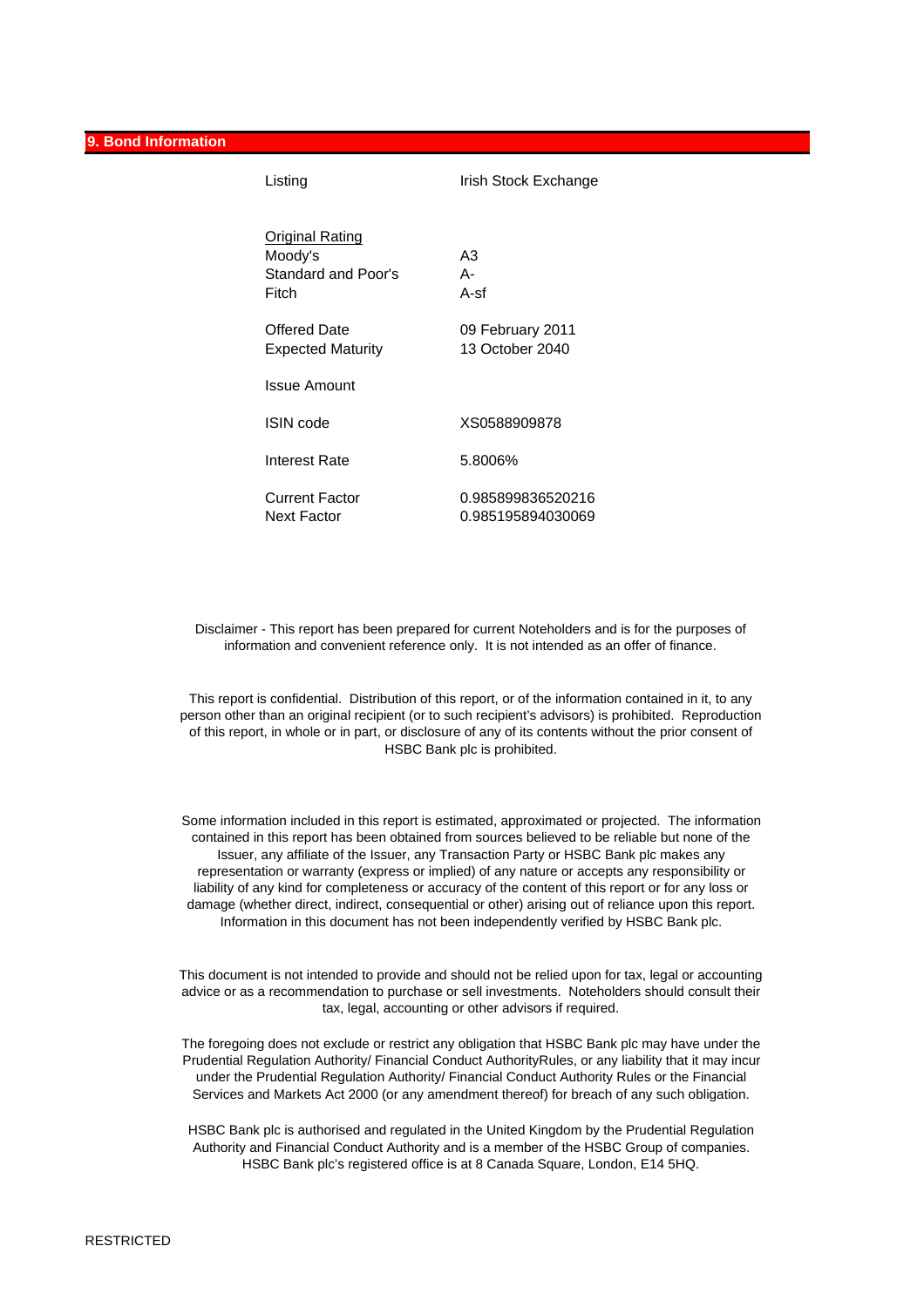## 9. Bond Information

| | |
|---|---|
| Listing | Irish Stock Exchange |
| Original Rating | |
| Moody's | A3 |
| Standard and Poor's | A- |
| Fitch | A-sf |
| Offered Date | 09 February 2011 |
| Expected Maturity | 13 October 2040 |
| Issue Amount | |
| ISIN code | XS0588909878 |
| Interest Rate | 5.8006% |
| Current Factor | 0.985899836520216 |
| Next Factor | 0.985195894030069 |

Disclaimer - This report has been prepared for current Noteholders and is for the purposes of information and convenient reference only. It is not intended as an offer of finance.

This report is confidential. Distribution of this report, or of the information contained in it, to any person other than an original recipient (or to such recipient's advisors) is prohibited. Reproduction of this report, in whole or in part, or disclosure of any of its contents without the prior consent of HSBC Bank plc is prohibited.

Some information included in this report is estimated, approximated or projected. The information contained in this report has been obtained from sources believed to be reliable but none of the Issuer, any affiliate of the Issuer, any Transaction Party or HSBC Bank plc makes any representation or warranty (express or implied) of any nature or accepts any responsibility or liability of any kind for completeness or accuracy of the content of this report or for any loss or damage (whether direct, indirect, consequential or other) arising out of reliance upon this report. Information in this document has not been independently verified by HSBC Bank plc.

This document is not intended to provide and should not be relied upon for tax, legal or accounting advice or as a recommendation to purchase or sell investments. Noteholders should consult their tax, legal, accounting or other advisors if required.

The foregoing does not exclude or restrict any obligation that HSBC Bank plc may have under the Prudential Regulation Authority/ Financial Conduct AuthorityRules, or any liability that it may incur under the Prudential Regulation Authority/ Financial Conduct Authority Rules or the Financial Services and Markets Act 2000 (or any amendment thereof) for breach of any such obligation.

HSBC Bank plc is authorised and regulated in the United Kingdom by the Prudential Regulation Authority and Financial Conduct Authority and is a member of the HSBC Group of companies. HSBC Bank plc's registered office is at 8 Canada Square, London, E14 5HQ.

RESTRICTED